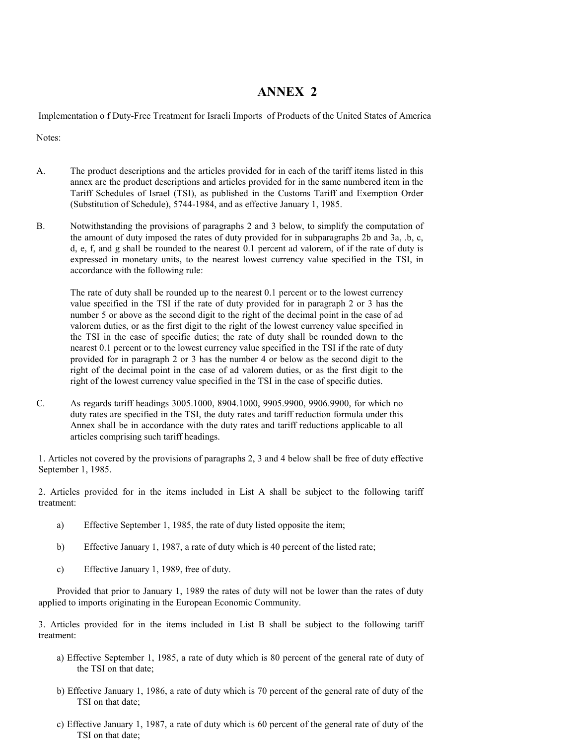# ANNEX 2

Implementation o f Duty-Free Treatment for Israeli Imports of Products of the United States of America

Notes:

A. The product descriptions and the articles provided for in each of the tariff items listed in this annex are the product descriptions and articles provided for in the same numbered item in the Tariff Schedules of Israel (TSI), as published in the Customs Tariff and Exemption Order (Substitution of Schedule), 5744-1984, and as effective January 1, 1985.

B. Notwithstanding the provisions of paragraphs 2 and 3 below, to simplify the computation of the amount of duty imposed the rates of duty provided for in subparagraphs 2b and 3a, .b, c, d, e, f, and g shall be rounded to the nearest 0.1 percent ad valorem, of if the rate of duty is expressed in monetary units, to the nearest lowest currency value specified in the TSI, in accordance with the following rule:

   The rate of duty shall be rounded up to the nearest 0.1 percent or to the lowest currency value specified in the TSI if the rate of duty provided for in paragraph 2 or 3 has the number 5 or above as the second digit to the right of the decimal point in the case of ad valorem duties, or as the first digit to the right of the lowest currency value specified in the TSI in the case of specific duties; the rate of duty shall be rounded down to the nearest 0.1 percent or to the lowest currency value specified in the TSI if the rate of duty provided for in paragraph 2 or 3 has the number 4 or below as the second digit to the right of the decimal point in the case of ad valorem duties, or as the first digit to the right of the lowest currency value specified in the TSI in the case of specific duties.

C. As regards tariff headings 3005.1000, 8904.1000, 9905.9900, 9906.9900, for which no duty rates are specified in the TSI, the duty rates and tariff reduction formula under this Annex shall be in accordance with the duty rates and tariff reductions applicable to all articles comprising such tariff headings.

1. Articles not covered by the provisions of paragraphs 2, 3 and 4 below shall be free of duty effective September 1, 1985.

2. Articles provided for in the items included in List A shall be subject to the following tariff treatment:

   a) Effective September 1, 1985, the rate of duty listed opposite the item;

   b) Effective January 1, 1987, a rate of duty which is 40 percent of the listed rate;

   c) Effective January 1, 1989, free of duty.

   Provided that prior to January 1, 1989 the rates of duty will not be lower than the rates of duty applied to imports originating in the European Economic Community.

3. Articles provided for in the items included in List B shall be subject to the following tariff treatment:

   a) Effective September 1, 1985, a rate of duty which is 80 percent of the general rate of duty of the TSI on that date;

   b) Effective January 1, 1986, a rate of duty which is 70 percent of the general rate of duty of the TSI on that date;

   c) Effective January 1, 1987, a rate of duty which is 60 percent of the general rate of duty of the TSI on that date;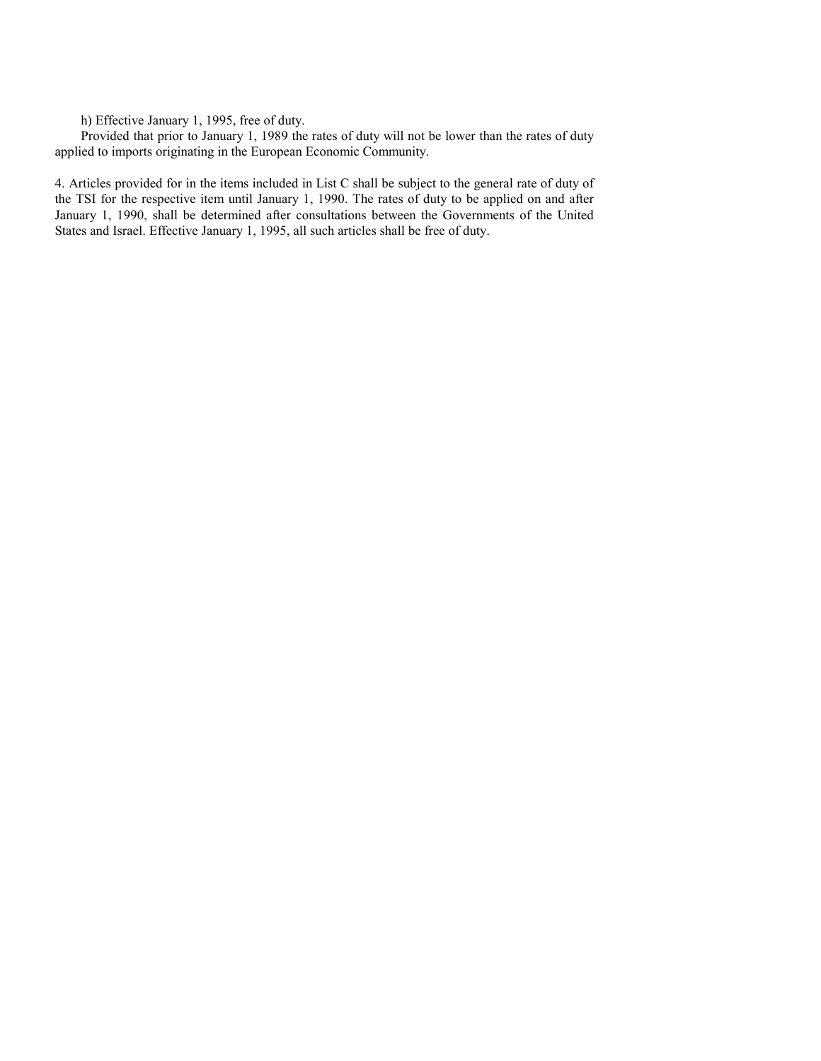h) Effective January 1, 1995, free of duty.

Provided that prior to January 1, 1989 the rates of duty will not be lower than the rates of duty applied to imports originating in the European Economic Community.

4. Articles provided for in the items included in List C shall be subject to the general rate of duty of the TSI for the respective item until January 1, 1990. The rates of duty to be applied on and after January 1, 1990, shall be determined after consultations between the Governments of the United States and Israel. Effective January 1, 1995, all such articles shall be free of duty.